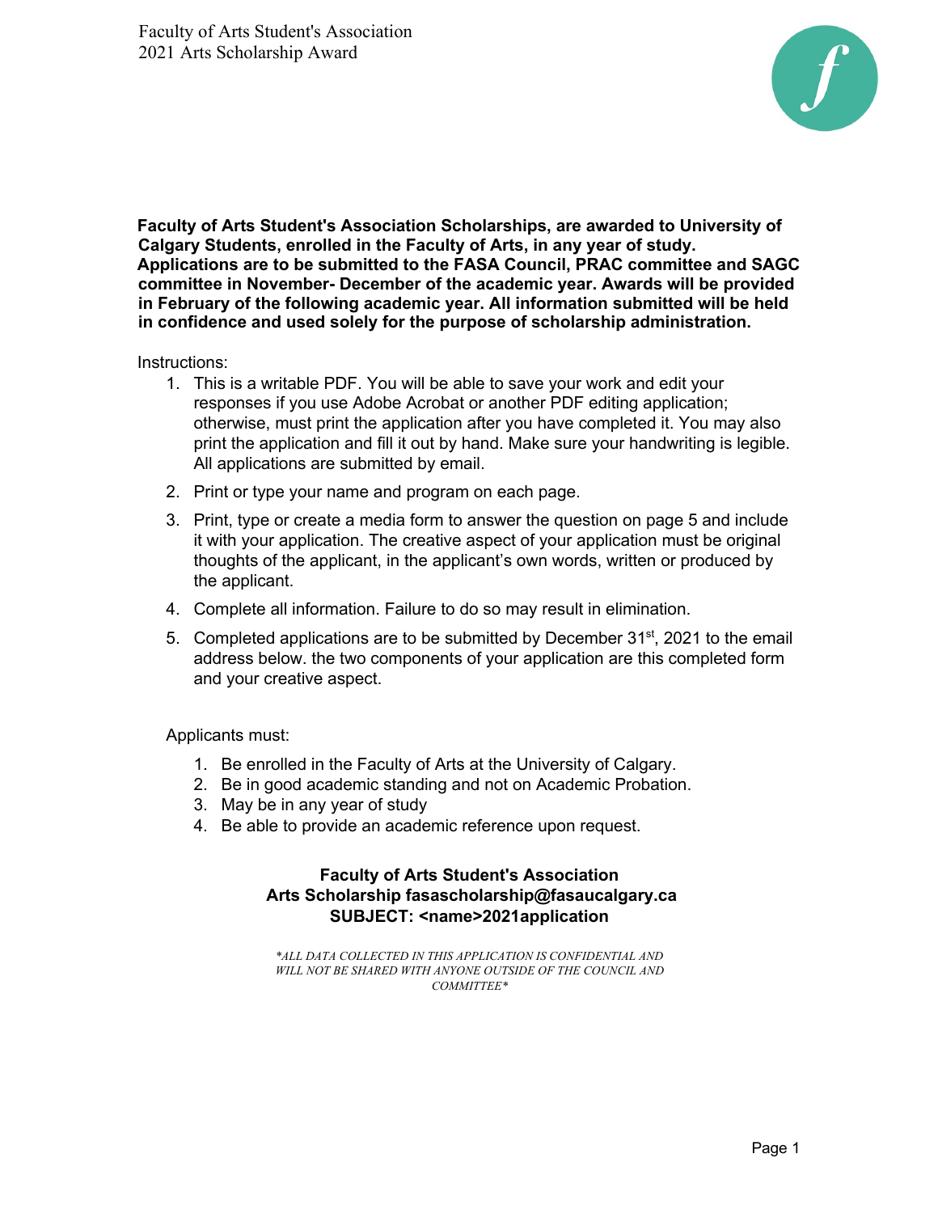Faculty of Arts Student's Association
2021 Arts Scholarship Award

**Faculty of Arts Student's Association Scholarships, are awarded to University of Calgary Students, enrolled in the Faculty of Arts, in any year of study. Applications are to be submitted to the FASA Council, PRAC committee and SAGC committee in November- December of the academic year. Awards will be provided in February of the following academic year. All information submitted will be held in confidence and used solely for the purpose of scholarship administration.**

Instructions:

1. This is a writable PDF. You will be able to save your work and edit your responses if you use Adobe Acrobat or another PDF editing application; otherwise, must print the application after you have completed it. You may also print the application and fill it out by hand. Make sure your handwriting is legible. All applications are submitted by email.
2. Print or type your name and program on each page.
3. Print, type or create a media form to answer the question on page 5 and include it with your application. The creative aspect of your application must be original thoughts of the applicant, in the applicant's own words, written or produced by the applicant.
4. Complete all information. Failure to do so may result in elimination.
5. Completed applications are to be submitted by December 31st, 2021 to the email address below. the two components of your application are this completed form and your creative aspect.

Applicants must:

1. Be enrolled in the Faculty of Arts at the University of Calgary.
2. Be in good academic standing and not on Academic Probation.
3. May be in any year of study
4. Be able to provide an academic reference upon request.

**Faculty of Arts Student's Association**
**Arts Scholarship fasascholarship@fasaucalgary.ca**
**SUBJECT: <name>2021application**

*\*ALL DATA COLLECTED IN THIS APPLICATION IS CONFIDENTIAL AND WILL NOT BE SHARED WITH ANYONE OUTSIDE OF THE COUNCIL AND COMMITTEE\**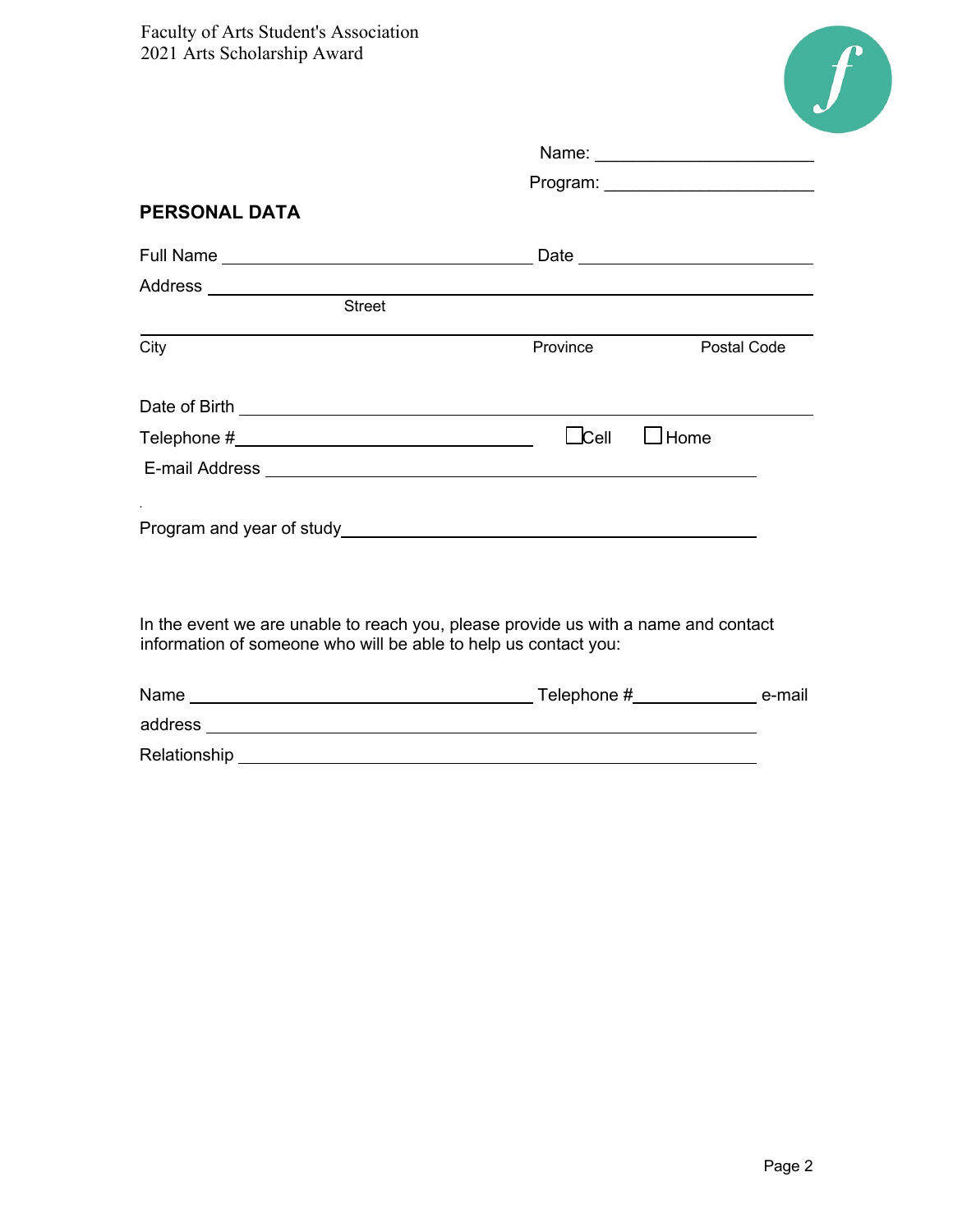Faculty of Arts Student's Association
2021 Arts Scholarship Award

Name: ______________________

Program: ____________________

## PERSONAL DATA

Full Name ________________________________ Date ______________________

Address ______________________________________________________________
Street

_____________________________________________________________________
City Province Postal Code

Date of Birth _________________________________________________________

Telephone #______________________________ ☐Cell ☐Home

E-mail Address ______________________________________________________

Program and year of study_____________________________________________

In the event we are unable to reach you, please provide us with a name and contact information of someone who will be able to help us contact you:

Name ____________________________________ Telephone #____________ e-mail address ______________________________________________________

Relationship _________________________________________________________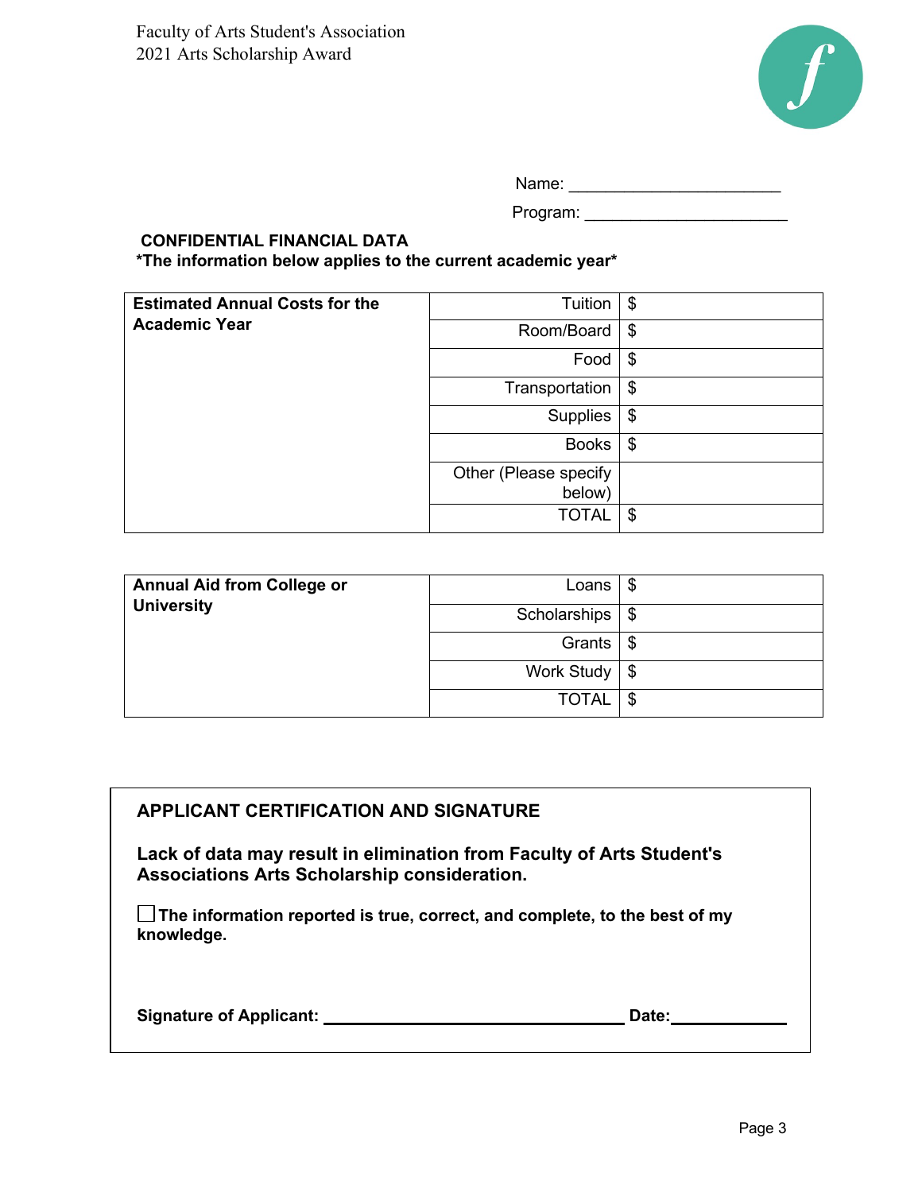Faculty of Arts Student's Association
2021 Arts Scholarship Award

Name: ______________________

Program: ______________________

**CONFIDENTIAL FINANCIAL DATA**
**\*The information below applies to the current academic year\***

| **Estimated Annual Costs for the Academic Year** | | |
|---|---|---|
| | Tuition | $ |
| | Room/Board | $ |
| | Food | $ |
| | Transportation | $ |
| | Supplies | $ |
| | Books | $ |
| | Other (Please specify below) | |
| | TOTAL | $ |

| **Annual Aid from College or University** | | |
|---|---|---|
| | Loans | $ |
| | Scholarships | $ |
| | Grants | $ |
| | Work Study | $ |
| | TOTAL | $ |

## APPLICANT CERTIFICATION AND SIGNATURE

**Lack of data may result in elimination from Faculty of Arts Student's Associations Arts Scholarship consideration.**

☐ **The information reported is true, correct, and complete, to the best of my knowledge.**

**Signature of Applicant:** ______________________________ **Date:** ____________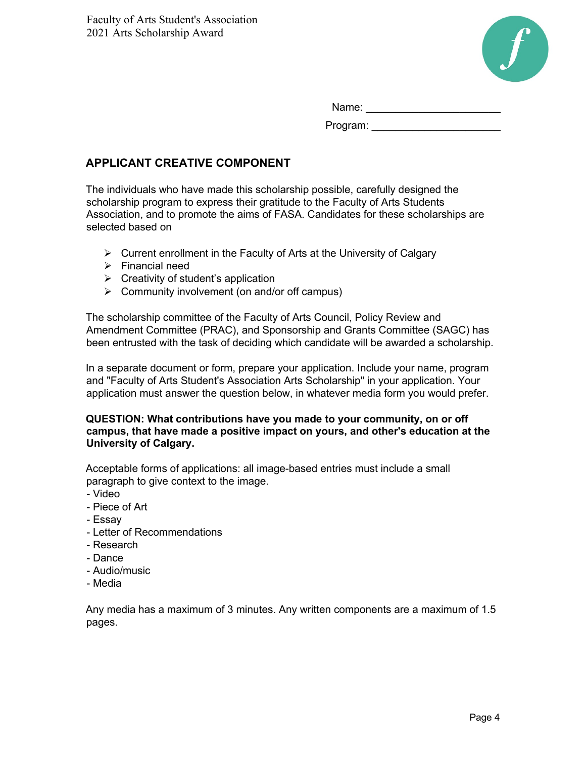Faculty of Arts Student's Association
2021 Arts Scholarship Award

Name: ______________________

Program: ______________________

## APPLICANT CREATIVE COMPONENT

The individuals who have made this scholarship possible, carefully designed the scholarship program to express their gratitude to the Faculty of Arts Students Association, and to promote the aims of FASA. Candidates for these scholarships are selected based on

- Current enrollment in the Faculty of Arts at the University of Calgary
- Financial need
- Creativity of student's application
- Community involvement (on and/or off campus)

The scholarship committee of the Faculty of Arts Council, Policy Review and Amendment Committee (PRAC), and Sponsorship and Grants Committee (SAGC) has been entrusted with the task of deciding which candidate will be awarded a scholarship.

In a separate document or form, prepare your application. Include your name, program and "Faculty of Arts Student's Association Arts Scholarship" in your application. Your application must answer the question below, in whatever media form you would prefer.

**QUESTION: What contributions have you made to your community, on or off campus, that have made a positive impact on yours, and other's education at the University of Calgary.**

Acceptable forms of applications: all image-based entries must include a small paragraph to give context to the image.
- Video
- Piece of Art
- Essay
- Letter of Recommendations
- Research
- Dance
- Audio/music
- Media

Any media has a maximum of 3 minutes. Any written components are a maximum of 1.5 pages.